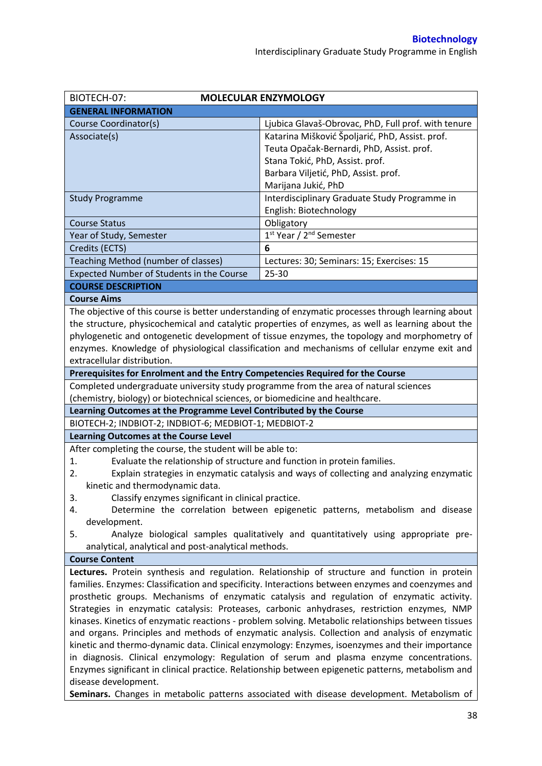| BIOTECH-07: | MOLECULAR ENZYMOLOGY |
|---|---|
| **GENERAL INFORMATION** | |
| Course Coordinator(s) | Ljubica Glavaš-Obrovac, PhD, Full prof. with tenure |
| Associate(s) | Katarina Mišković Špoljarić, PhD, Assist. prof.<br>Teuta Opačak-Bernardi, PhD, Assist. prof.<br>Stana Tokić, PhD, Assist. prof.<br>Barbara Viljetić, PhD, Assist. prof.<br>Marijana Jukić, PhD |
| Study Programme | Interdisciplinary Graduate Study Programme in English: Biotechnology |
| Course Status | Obligatory |
| Year of Study, Semester | 1st Year / 2nd Semester |
| Credits (ECTS) | **6** |
| Teaching Method (number of classes) | Lectures: 30; Seminars: 15; Exercises: 15 |
| Expected Number of Students in the Course | 25-30 |

**COURSE DESCRIPTION**

**Course Aims**

The objective of this course is better understanding of enzymatic processes through learning about the structure, physicochemical and catalytic properties of enzymes, as well as learning about the phylogenetic and ontogenetic development of tissue enzymes, the topology and morphometry of enzymes. Knowledge of physiological classification and mechanisms of cellular enzyme exit and extracellular distribution.

**Prerequisites for Enrolment and the Entry Competencies Required for the Course**

Completed undergraduate university study programme from the area of natural sciences (chemistry, biology) or biotechnical sciences, or biomedicine and healthcare.

**Learning Outcomes at the Programme Level Contributed by the Course**

BIOTECH-2; INDBIOT-2; INDBIOT-6; MEDBIOT-1; MEDBIOT-2

**Learning Outcomes at the Course Level**

After completing the course, the student will be able to:

1. Evaluate the relationship of structure and function in protein families.
2. Explain strategies in enzymatic catalysis and ways of collecting and analyzing enzymatic kinetic and thermodynamic data.
3. Classify enzymes significant in clinical practice.
4. Determine the correlation between epigenetic patterns, metabolism and disease development.
5. Analyze biological samples qualitatively and quantitatively using appropriate pre-analytical, analytical and post-analytical methods.

**Course Content**

**Lectures.** Protein synthesis and regulation. Relationship of structure and function in protein families. Enzymes: Classification and specificity. Interactions between enzymes and coenzymes and prosthetic groups. Mechanisms of enzymatic catalysis and regulation of enzymatic activity. Strategies in enzymatic catalysis: Proteases, carbonic anhydrases, restriction enzymes, NMP kinases. Kinetics of enzymatic reactions - problem solving. Metabolic relationships between tissues and organs. Principles and methods of enzymatic analysis. Collection and analysis of enzymatic kinetic and thermo-dynamic data. Clinical enzymology: Enzymes, isoenzymes and their importance in diagnosis. Clinical enzymology: Regulation of serum and plasma enzyme concentrations. Enzymes significant in clinical practice. Relationship between epigenetic patterns, metabolism and disease development.

**Seminars.** Changes in metabolic patterns associated with disease development. Metabolism of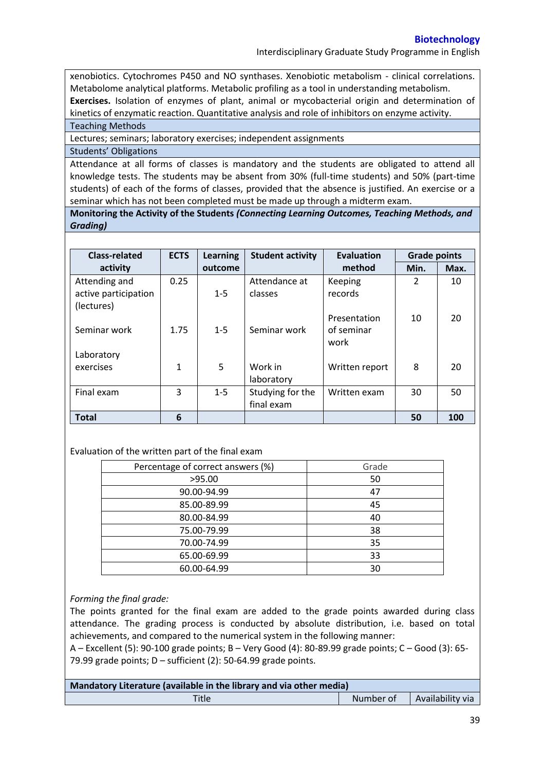xenobiotics. Cytochromes P450 and NO synthases. Xenobiotic metabolism - clinical correlations. Metabolome analytical platforms. Metabolic profiling as a tool in understanding metabolism.
**Exercises.** Isolation of enzymes of plant, animal or mycobacterial origin and determination of kinetics of enzymatic reaction. Quantitative analysis and role of inhibitors on enzyme activity.

**Teaching Methods**

Lectures; seminars; laboratory exercises; independent assignments

**Students' Obligations**

Attendance at all forms of classes is mandatory and the students are obligated to attend all knowledge tests. The students may be absent from 30% (full-time students) and 50% (part-time students) of each of the forms of classes, provided that the absence is justified. An exercise or a seminar which has not been completed must be made up through a midterm exam.

**Monitoring the Activity of the Students *(Connecting Learning Outcomes, Teaching Methods, and Grading)***

| Class-related activity | ECTS | Learning outcome | Student activity | Evaluation method | Grade points | |
|---|---|---|---|---|---|---|
| | | | | | Min. | Max. |
| Attending and active participation (lectures) | 0.25 | 1-5 | Attendance at classes | Keeping records | 2 | 10 |
| Seminar work | 1.75 | 1-5 | Seminar work | Presentation of seminar work | 10 | 20 |
| Laboratory exercises | 1 | 5 | Work in laboratory | Written report | 8 | 20 |
| Final exam | 3 | 1-5 | Studying for the final exam | Written exam | 30 | 50 |
| **Total** | **6** | | | | **50** | **100** |

Evaluation of the written part of the final exam

| Percentage of correct answers (%) | Grade |
|---|---|
| >95.00 | 50 |
| 90.00-94.99 | 47 |
| 85.00-89.99 | 45 |
| 80.00-84.99 | 40 |
| 75.00-79.99 | 38 |
| 70.00-74.99 | 35 |
| 65.00-69.99 | 33 |
| 60.00-64.99 | 30 |

*Forming the final grade:*
The points granted for the final exam are added to the grade points awarded during class attendance. The grading process is conducted by absolute distribution, i.e. based on total achievements, and compared to the numerical system in the following manner:
A – Excellent (5): 90-100 grade points; B – Very Good (4): 80-89.99 grade points; C – Good (3): 65-79.99 grade points; D – sufficient (2): 50-64.99 grade points.

**Mandatory Literature (available in the library and via other media)**

| Title | Number of | Availability via |
|---|---|---|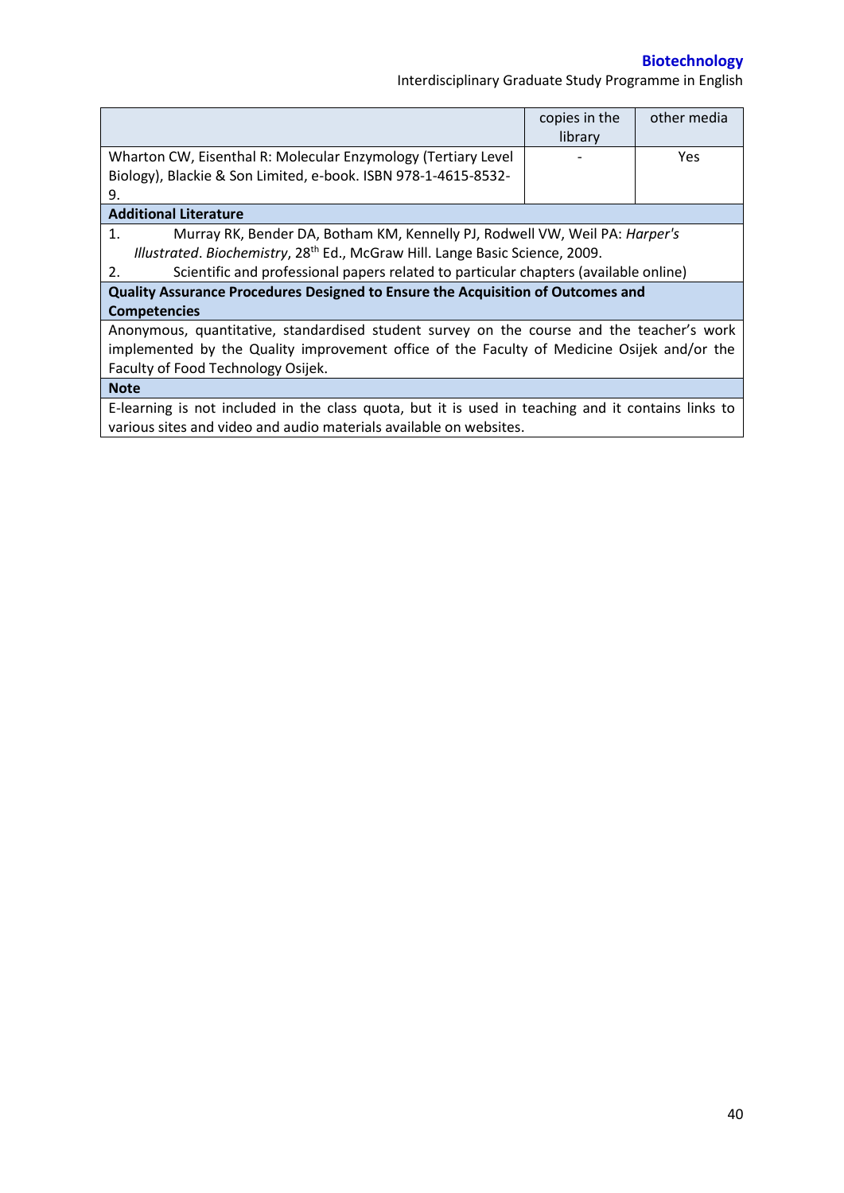| | copies in the library | other media |
|---|---|---|
| Wharton CW, Eisenthal R: Molecular Enzymology (Tertiary Level Biology), Blackie & Son Limited, e-book. ISBN 978-1-4615-8532-9. | - | Yes |

**Additional Literature**

1. Murray RK, Bender DA, Botham KM, Kennelly PJ, Rodwell VW, Weil PA: *Harper's Illustrated*. *Biochemistry*, 28th Ed., McGraw Hill. Lange Basic Science, 2009.
2. Scientific and professional papers related to particular chapters (available online)

**Quality Assurance Procedures Designed to Ensure the Acquisition of Outcomes and Competencies**

Anonymous, quantitative, standardised student survey on the course and the teacher's work implemented by the Quality improvement office of the Faculty of Medicine Osijek and/or the Faculty of Food Technology Osijek.

**Note**

E-learning is not included in the class quota, but it is used in teaching and it contains links to various sites and video and audio materials available on websites.